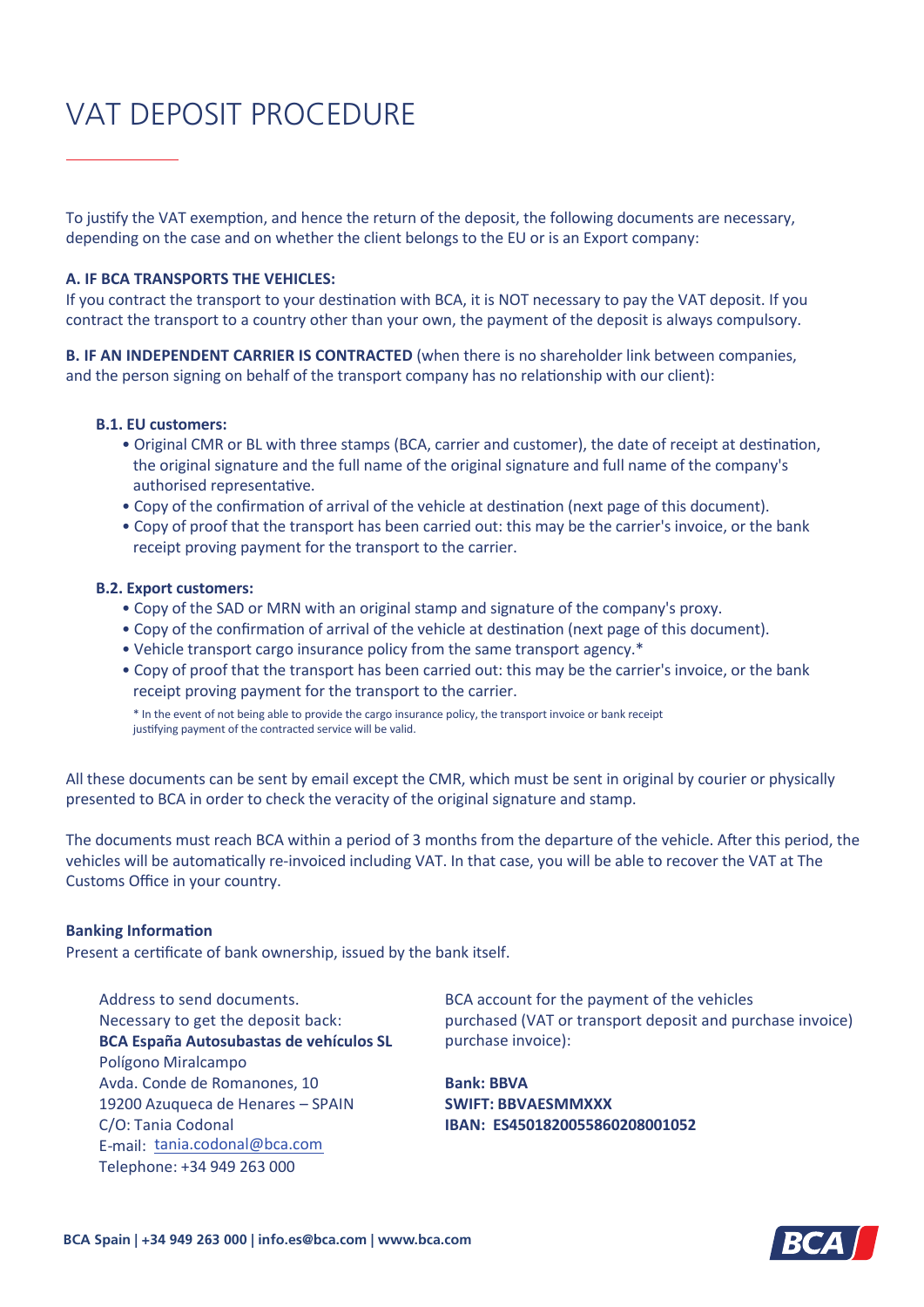# VAT DEPOSIT PROCEDURE

To justify the VAT exemption, and hence the return of the deposit, the following documents are necessary, depending on the case and on whether the client belongs to the EU or is an Export company:

**A. IF BCA TRANSPORTS THE VEHICLES:**
If you contract the transport to your destination with BCA, it is NOT necessary to pay the VAT deposit. If you contract the transport to a country other than your own, the payment of the deposit is always compulsory.

**B. IF AN INDEPENDENT CARRIER IS CONTRACTED** (when there is no shareholder link between companies, and the person signing on behalf of the transport company has no relationship with our client):

**B.1. EU customers:**

- Original CMR or BL with three stamps (BCA, carrier and customer), the date of receipt at destination, the original signature and the full name of the original signature and full name of the company's authorised representative.
- Copy of the confirmation of arrival of the vehicle at destination (next page of this document).
- Copy of proof that the transport has been carried out: this may be the carrier's invoice, or the bank receipt proving payment for the transport to the carrier.

**B.2. Export customers:**

- Copy of the SAD or MRN with an original stamp and signature of the company's proxy.
- Copy of the confirmation of arrival of the vehicle at destination (next page of this document).
- Vehicle transport cargo insurance policy from the same transport agency.*
- Copy of proof that the transport has been carried out: this may be the carrier's invoice, or the bank receipt proving payment for the transport to the carrier.

\* In the event of not being able to provide the cargo insurance policy, the transport invoice or bank receipt justifying payment of the contracted service will be valid.

All these documents can be sent by email except the CMR, which must be sent in original by courier or physically presented to BCA in order to check the veracity of the original signature and stamp.

The documents must reach BCA within a period of 3 months from the departure of the vehicle. After this period, the vehicles will be automatically re-invoiced including VAT. In that case, you will be able to recover the VAT at The Customs Office in your country.

**Banking Information**
Present a certificate of bank ownership, issued by the bank itself.

Address to send documents.
Necessary to get the deposit back:
**BCA España Autosubastas de vehículos SL**
Polígono Miralcampo
Avda. Conde de Romanones, 10
19200 Azuqueca de Henares – SPAIN
C/O: Tania Codonal
E-mail: tania.codonal@bca.com
Telephone: +34 949 263 000

BCA account for the payment of the vehicles purchased (VAT or transport deposit and purchase invoice) purchase invoice):

**Bank: BBVA**
**SWIFT: BBVAESMMXXX**
**IBAN: ES4501820055860208001052**

**BCA Spain | +34 949 263 000 | info.es@bca.com | www.bca.com**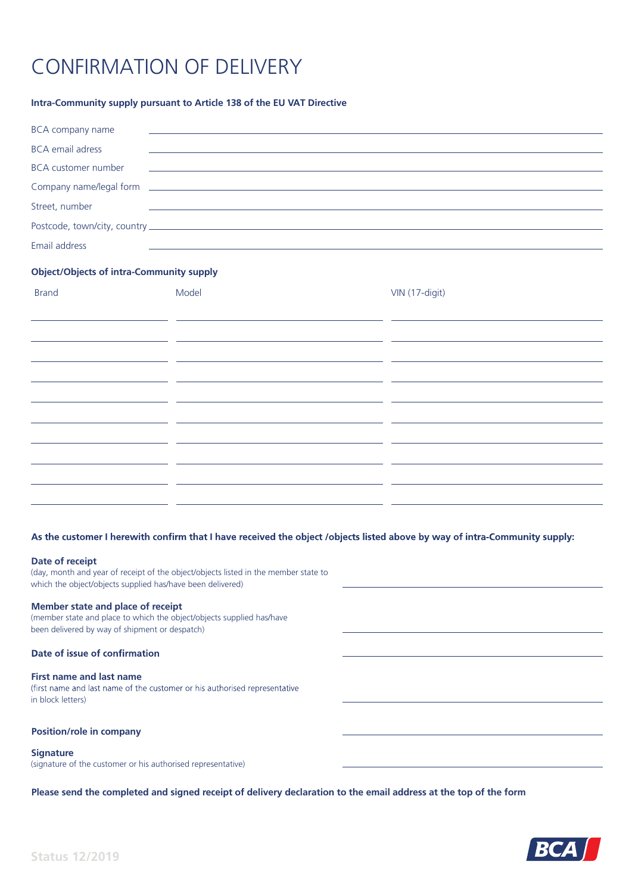# CONFIRMATION OF DELIVERY

**Intra-Community supply pursuant to Article 138 of the EU VAT Directive**

BCA company name \_\_\_\_\_\_\_\_\_\_\_\_\_\_\_\_\_\_\_\_

BCA email adress \_\_\_\_\_\_\_\_\_\_\_\_\_\_\_\_\_\_\_\_

BCA customer number \_\_\_\_\_\_\_\_\_\_\_\_\_\_\_\_\_\_\_\_

Company name/legal form \_\_\_\_\_\_\_\_\_\_\_\_\_\_\_\_\_\_\_\_

Street, number \_\_\_\_\_\_\_\_\_\_\_\_\_\_\_\_\_\_\_\_

Postcode, town/city, country \_\_\_\_\_\_\_\_\_\_\_\_\_\_\_\_\_\_\_\_

Email address \_\_\_\_\_\_\_\_\_\_\_\_\_\_\_\_\_\_\_\_

**Object/Objects of intra-Community supply**

| Brand | Model | VIN (17-digit) |
|---|---|---|
| | | |
| | | |
| | | |
| | | |
| | | |
| | | |
| | | |
| | | |
| | | |
| | | |

**As the customer I herewith confirm that I have received the object /objects listed above by way of intra-Community supply:**

**Date of receipt**
(day, month and year of receipt of the object/objects listed in the member state to which the object/objects supplied has/have been delivered) \_\_\_\_\_\_\_\_\_\_\_\_\_\_\_\_\_\_\_\_

**Member state and place of receipt**
(member state and place to which the object/objects supplied has/have been delivered by way of shipment or despatch) \_\_\_\_\_\_\_\_\_\_\_\_\_\_\_\_\_\_\_\_

**Date of issue of confirmation** \_\_\_\_\_\_\_\_\_\_\_\_\_\_\_\_\_\_\_\_

**First name and last name**
(first name and last name of the customer or his authorised representative in block letters) \_\_\_\_\_\_\_\_\_\_\_\_\_\_\_\_\_\_\_\_

**Position/role in company** \_\_\_\_\_\_\_\_\_\_\_\_\_\_\_\_\_\_\_\_

**Signature**
(signature of the customer or his authorised representative) \_\_\_\_\_\_\_\_\_\_\_\_\_\_\_\_\_\_\_\_

**Please send the completed and signed receipt of delivery declaration to the email address at the top of the form**

Status 12/2019

BCA